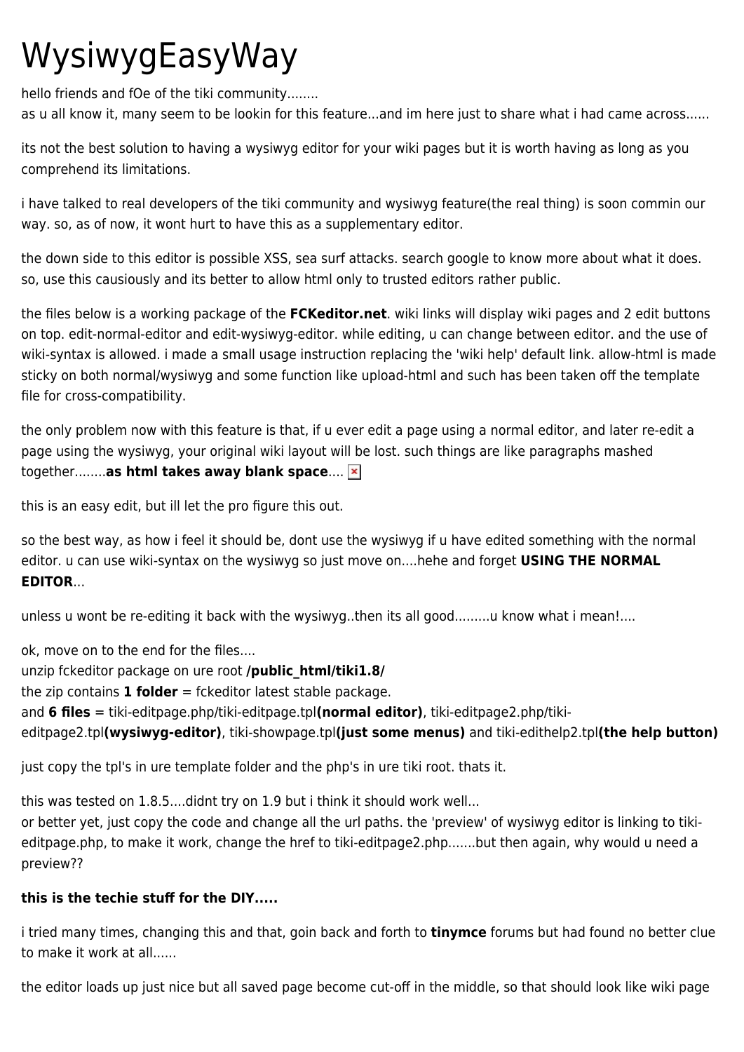# WysiwygEasyWay

hello friends and fOe of the tiki community........
as u all know it, many seem to be lookin for this feature...and im here just to share what i had came across......

its not the best solution to having a wysiwyg editor for your wiki pages but it is worth having as long as you comprehend its limitations.

i have talked to real developers of the tiki community and wysiwyg feature(the real thing) is soon commin our way. so, as of now, it wont hurt to have this as a supplementary editor.

the down side to this editor is possible XSS, sea surf attacks. search google to know more about what it does. so, use this causiously and its better to allow html only to trusted editors rather public.

the files below is a working package of the **FCKeditor.net**. wiki links will display wiki pages and 2 edit buttons on top. edit-normal-editor and edit-wysiwyg-editor. while editing, u can change between editor. and the use of wiki-syntax is allowed. i made a small usage instruction replacing the 'wiki help' default link. allow-html is made sticky on both normal/wysiwyg and some function like upload-html and such has been taken off the template file for cross-compatibility.

the only problem now with this feature is that, if u ever edit a page using a normal editor, and later re-edit a page using the wysiwyg, your original wiki layout will be lost. such things are like paragraphs mashed together........**as html takes away blank space**....

this is an easy edit, but ill let the pro figure this out.

so the best way, as how i feel it should be, dont use the wysiwyg if u have edited something with the normal editor. u can use wiki-syntax on the wysiwyg so just move on....hehe and forget **USING THE NORMAL EDITOR**...

unless u wont be re-editing it back with the wysiwyg..then its all good.........u know what i mean!....

ok, move on to the end for the files....
unzip fckeditor package on ure root **/public_html/tiki1.8/**
the zip contains **1 folder** = fckeditor latest stable package.
and **6 files** = tiki-editpage.php/tiki-editpage.tpl**(normal editor)**, tiki-editpage2.php/tiki-editpage2.tpl**(wysiwyg-editor)**, tiki-showpage.tpl**(just some menus)** and tiki-edithelp2.tpl**(the help button)**

just copy the tpl's in ure template folder and the php's in ure tiki root. thats it.

this was tested on 1.8.5....didnt try on 1.9 but i think it should work well...
or better yet, just copy the code and change all the url paths. the 'preview' of wysiwyg editor is linking to tiki-editpage.php, to make it work, change the href to tiki-editpage2.php.......but then again, why would u need a preview??

**this is the techie stuff for the DIY.....**

i tried many times, changing this and that, goin back and forth to **tinymce** forums but had found no better clue to make it work at all......

the editor loads up just nice but all saved page become cut-off in the middle, so that should look like wiki page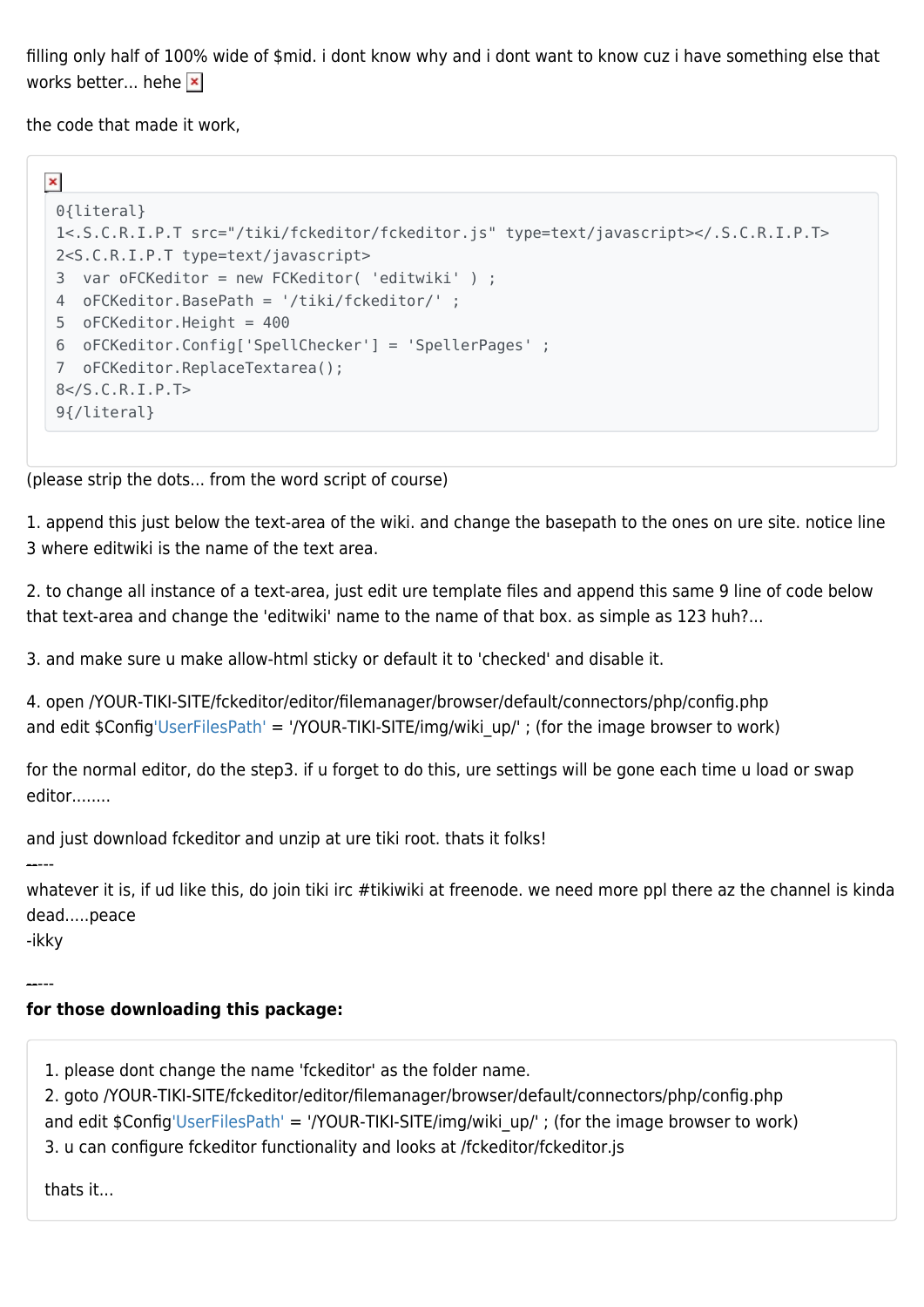filling only half of 100% wide of $mid. i dont know why and i dont want to know cuz i have something else that works better... hehe

the code that made it work,

```
0{literal}
1<.S.C.R.I.P.T src="/tiki/fckeditor/fckeditor.js" type=text/javascript></.S.C.R.I.P.T>
2<S.C.R.I.P.T type=text/javascript>
3  var oFCKeditor = new FCKeditor( 'editwiki' ) ;
4  oFCKeditor.BasePath = '/tiki/fckeditor/' ;
5  oFCKeditor.Height = 400
6  oFCKeditor.Config['SpellChecker'] = 'SpellerPages' ;
7  oFCKeditor.ReplaceTextarea();
8</S.C.R.I.P.T>
9{/literal}
```

(please strip the dots... from the word script of course)

1. append this just below the text-area of the wiki. and change the basepath to the ones on ure site. notice line 3 where editwiki is the name of the text area.

2. to change all instance of a text-area, just edit ure template files and append this same 9 line of code below that text-area and change the 'editwiki' name to the name of that box. as simple as 123 huh?...

3. and make sure u make allow-html sticky or default it to 'checked' and disable it.

4. open /YOUR-TIKI-SITE/fckeditor/editor/filemanager/browser/default/connectors/php/config.php
and edit $Config'UserFilesPath' = '/YOUR-TIKI-SITE/img/wiki_up/' ; (for the image browser to work)

for the normal editor, do the step3. if u forget to do this, ure settings will be gone each time u load or swap editor........

and just download fckeditor and unzip at ure tiki root. thats it folks!

-----
whatever it is, if ud like this, do join tiki irc #tikiwiki at freenode. we need more ppl there az the channel is kinda dead.....peace
-ikky

-----
**for those downloading this package:**

1. please dont change the name 'fckeditor' as the folder name.
2. goto /YOUR-TIKI-SITE/fckeditor/editor/filemanager/browser/default/connectors/php/config.php
and edit $Config'UserFilesPath' = '/YOUR-TIKI-SITE/img/wiki_up/' ; (for the image browser to work)
3. u can configure fckeditor functionality and looks at /fckeditor/fckeditor.js

thats it...